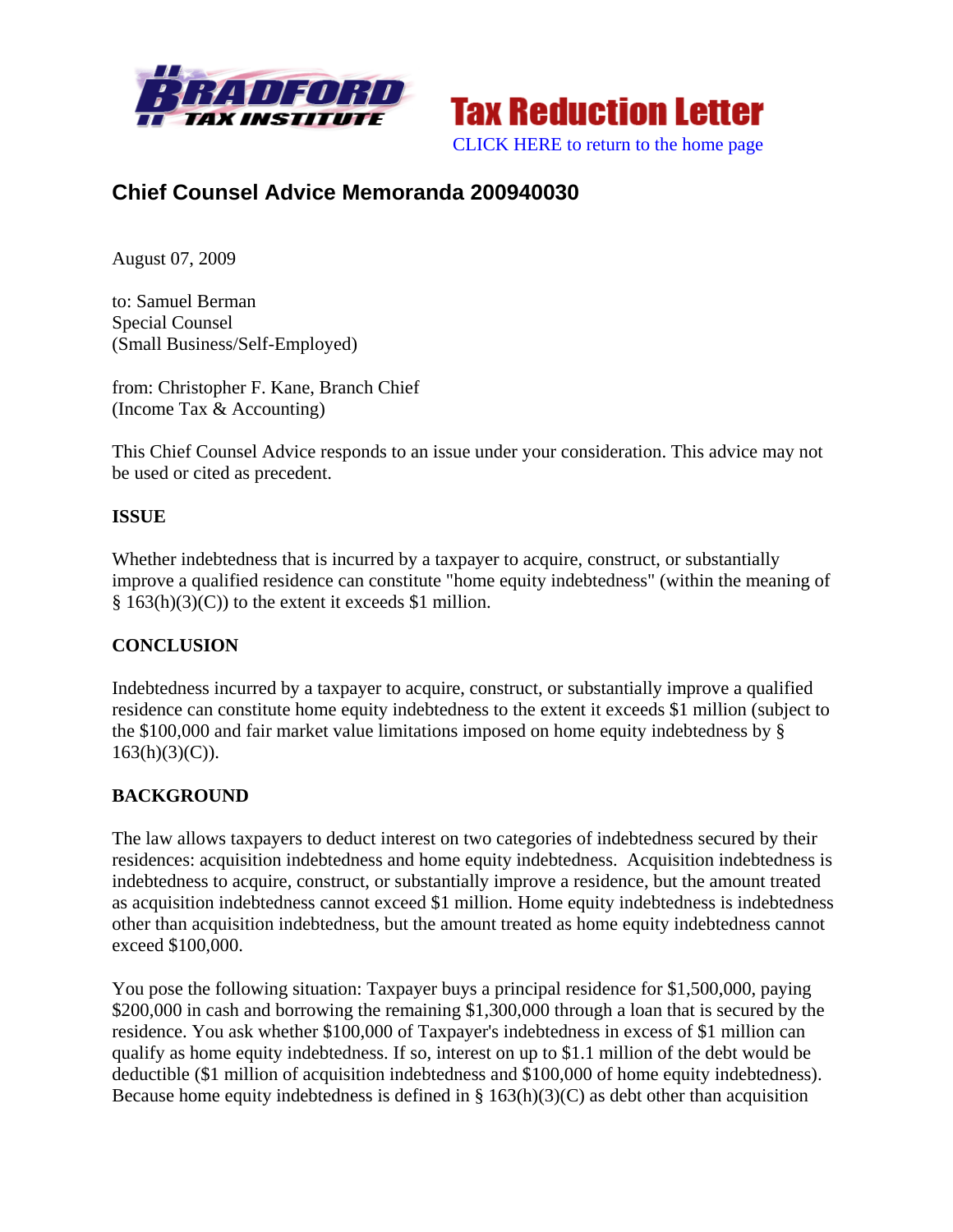Tax Reduction Letter

CLICK HERE to return to the home page

## Chief Counsel Advice Memoranda 200940030

August 07, 2009

to: Samuel Berman
Special Counsel
(Small Business/Self-Employed)

from: Christopher F. Kane, Branch Chief
(Income Tax & Accounting)

This Chief Counsel Advice responds to an issue under your consideration. This advice may not be used or cited as precedent.

**ISSUE**

Whether indebtedness that is incurred by a taxpayer to acquire, construct, or substantially improve a qualified residence can constitute "home equity indebtedness" (within the meaning of § 163(h)(3)(C)) to the extent it exceeds $1 million.

**CONCLUSION**

Indebtedness incurred by a taxpayer to acquire, construct, or substantially improve a qualified residence can constitute home equity indebtedness to the extent it exceeds $1 million (subject to the $100,000 and fair market value limitations imposed on home equity indebtedness by § 163(h)(3)(C)).

**BACKGROUND**

The law allows taxpayers to deduct interest on two categories of indebtedness secured by their residences: acquisition indebtedness and home equity indebtedness. Acquisition indebtedness is indebtedness to acquire, construct, or substantially improve a residence, but the amount treated as acquisition indebtedness cannot exceed $1 million. Home equity indebtedness is indebtedness other than acquisition indebtedness, but the amount treated as home equity indebtedness cannot exceed $100,000.

You pose the following situation: Taxpayer buys a principal residence for $1,500,000, paying $200,000 in cash and borrowing the remaining $1,300,000 through a loan that is secured by the residence. You ask whether $100,000 of Taxpayer's indebtedness in excess of $1 million can qualify as home equity indebtedness. If so, interest on up to $1.1 million of the debt would be deductible ($1 million of acquisition indebtedness and $100,000 of home equity indebtedness). Because home equity indebtedness is defined in § 163(h)(3)(C) as debt other than acquisition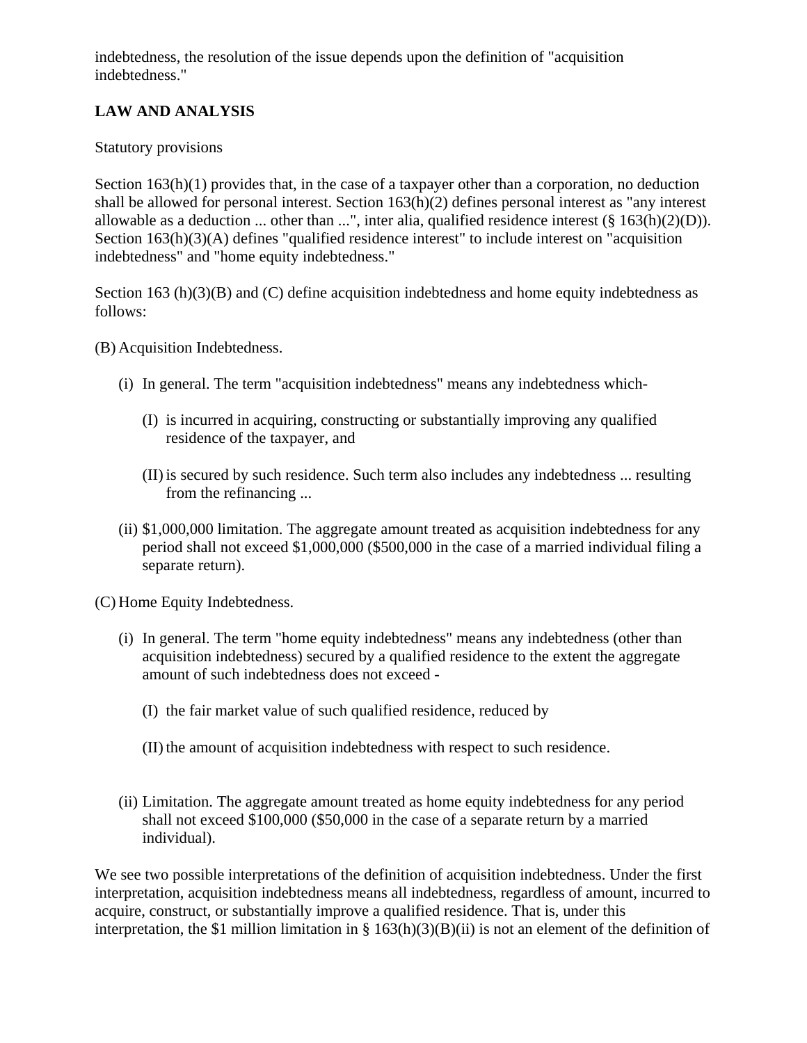indebtedness, the resolution of the issue depends upon the definition of "acquisition indebtedness."

**LAW AND ANALYSIS**

Statutory provisions

Section 163(h)(1) provides that, in the case of a taxpayer other than a corporation, no deduction shall be allowed for personal interest. Section 163(h)(2) defines personal interest as "any interest allowable as a deduction ... other than ...", inter alia, qualified residence interest (§ 163(h)(2)(D)). Section 163(h)(3)(A) defines "qualified residence interest" to include interest on "acquisition indebtedness" and "home equity indebtedness."

Section 163 (h)(3)(B) and (C) define acquisition indebtedness and home equity indebtedness as follows:

(B) Acquisition Indebtedness.

- (i) In general. The term "acquisition indebtedness" means any indebtedness which-
  - (I) is incurred in acquiring, constructing or substantially improving any qualified residence of the taxpayer, and
  - (II) is secured by such residence. Such term also includes any indebtedness ... resulting from the refinancing ...
- (ii) $1,000,000 limitation. The aggregate amount treated as acquisition indebtedness for any period shall not exceed $1,000,000 ($500,000 in the case of a married individual filing a separate return).

(C) Home Equity Indebtedness.

- (i) In general. The term "home equity indebtedness" means any indebtedness (other than acquisition indebtedness) secured by a qualified residence to the extent the aggregate amount of such indebtedness does not exceed -
  - (I) the fair market value of such qualified residence, reduced by
  - (II) the amount of acquisition indebtedness with respect to such residence.
- (ii) Limitation. The aggregate amount treated as home equity indebtedness for any period shall not exceed $100,000 ($50,000 in the case of a separate return by a married individual).

We see two possible interpretations of the definition of acquisition indebtedness. Under the first interpretation, acquisition indebtedness means all indebtedness, regardless of amount, incurred to acquire, construct, or substantially improve a qualified residence. That is, under this interpretation, the $1 million limitation in § 163(h)(3)(B)(ii) is not an element of the definition of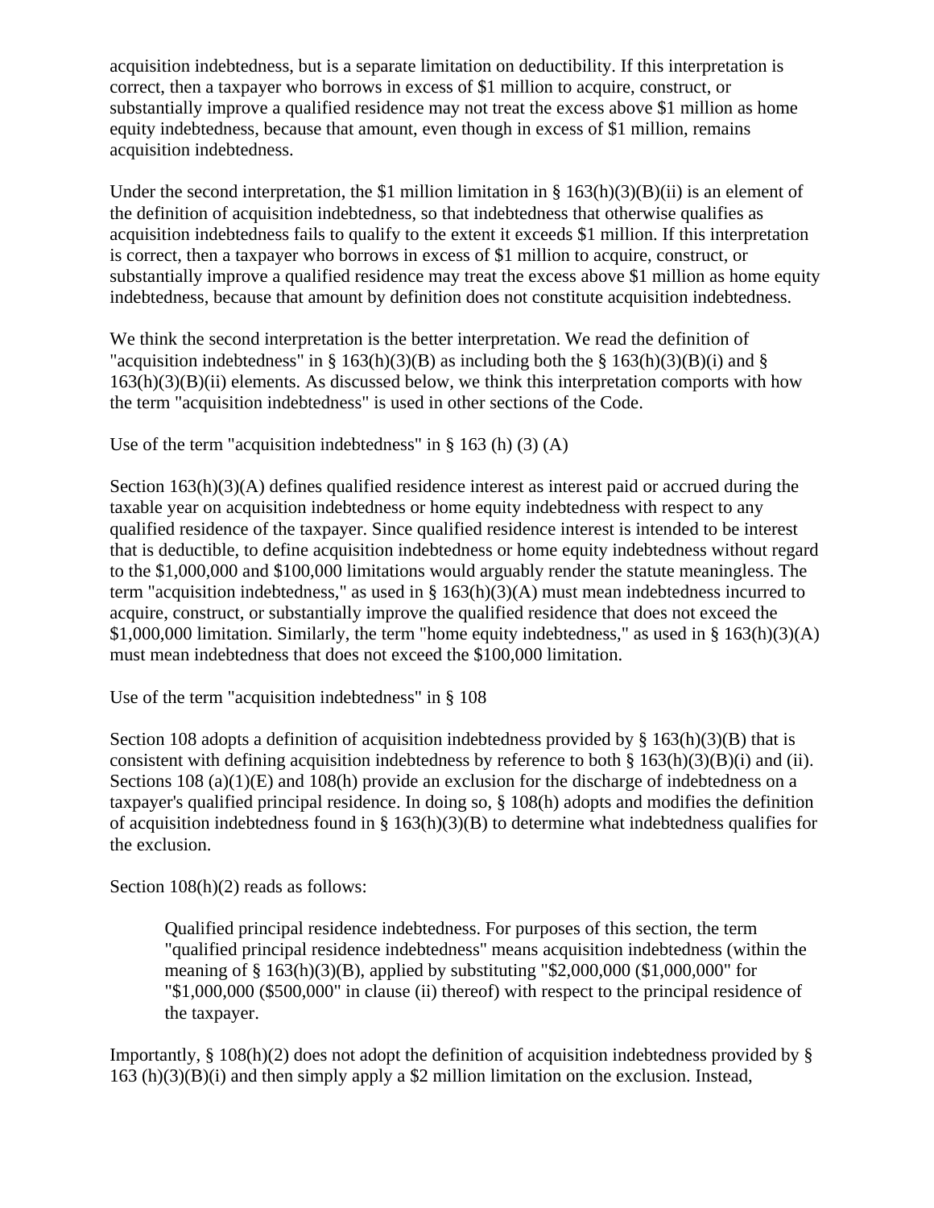acquisition indebtedness, but is a separate limitation on deductibility. If this interpretation is correct, then a taxpayer who borrows in excess of $1 million to acquire, construct, or substantially improve a qualified residence may not treat the excess above $1 million as home equity indebtedness, because that amount, even though in excess of $1 million, remains acquisition indebtedness.

Under the second interpretation, the $1 million limitation in § 163(h)(3)(B)(ii) is an element of the definition of acquisition indebtedness, so that indebtedness that otherwise qualifies as acquisition indebtedness fails to qualify to the extent it exceeds $1 million. If this interpretation is correct, then a taxpayer who borrows in excess of $1 million to acquire, construct, or substantially improve a qualified residence may treat the excess above $1 million as home equity indebtedness, because that amount by definition does not constitute acquisition indebtedness.

We think the second interpretation is the better interpretation. We read the definition of "acquisition indebtedness" in § 163(h)(3)(B) as including both the § 163(h)(3)(B)(i) and § 163(h)(3)(B)(ii) elements. As discussed below, we think this interpretation comports with how the term "acquisition indebtedness" is used in other sections of the Code.

Use of the term "acquisition indebtedness" in § 163 (h) (3) (A)

Section 163(h)(3)(A) defines qualified residence interest as interest paid or accrued during the taxable year on acquisition indebtedness or home equity indebtedness with respect to any qualified residence of the taxpayer. Since qualified residence interest is intended to be interest that is deductible, to define acquisition indebtedness or home equity indebtedness without regard to the $1,000,000 and $100,000 limitations would arguably render the statute meaningless. The term "acquisition indebtedness," as used in § 163(h)(3)(A) must mean indebtedness incurred to acquire, construct, or substantially improve the qualified residence that does not exceed the $1,000,000 limitation. Similarly, the term "home equity indebtedness," as used in § 163(h)(3)(A) must mean indebtedness that does not exceed the $100,000 limitation.

Use of the term "acquisition indebtedness" in § 108

Section 108 adopts a definition of acquisition indebtedness provided by § 163(h)(3)(B) that is consistent with defining acquisition indebtedness by reference to both § 163(h)(3)(B)(i) and (ii). Sections 108 (a)(1)(E) and 108(h) provide an exclusion for the discharge of indebtedness on a taxpayer's qualified principal residence. In doing so, § 108(h) adopts and modifies the definition of acquisition indebtedness found in § 163(h)(3)(B) to determine what indebtedness qualifies for the exclusion.

Section 108(h)(2) reads as follows:

> Qualified principal residence indebtedness. For purposes of this section, the term "qualified principal residence indebtedness" means acquisition indebtedness (within the meaning of § 163(h)(3)(B), applied by substituting "$2,000,000 ($1,000,000" for "$1,000,000 ($500,000" in clause (ii) thereof) with respect to the principal residence of the taxpayer.

Importantly, § 108(h)(2) does not adopt the definition of acquisition indebtedness provided by § 163 (h)(3)(B)(i) and then simply apply a $2 million limitation on the exclusion. Instead,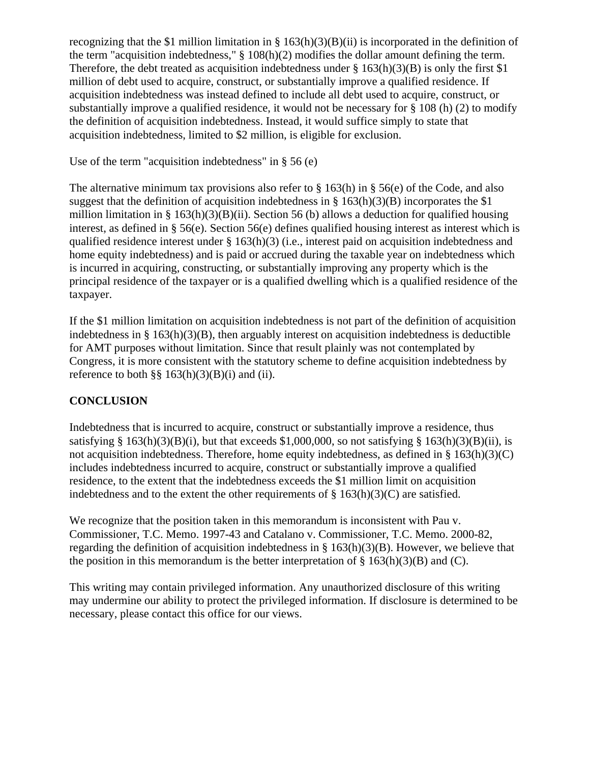recognizing that the $1 million limitation in § 163(h)(3)(B)(ii) is incorporated in the definition of the term "acquisition indebtedness," § 108(h)(2) modifies the dollar amount defining the term. Therefore, the debt treated as acquisition indebtedness under § 163(h)(3)(B) is only the first $1 million of debt used to acquire, construct, or substantially improve a qualified residence. If acquisition indebtedness was instead defined to include all debt used to acquire, construct, or substantially improve a qualified residence, it would not be necessary for § 108 (h) (2) to modify the definition of acquisition indebtedness. Instead, it would suffice simply to state that acquisition indebtedness, limited to $2 million, is eligible for exclusion.

Use of the term "acquisition indebtedness" in § 56 (e)

The alternative minimum tax provisions also refer to § 163(h) in § 56(e) of the Code, and also suggest that the definition of acquisition indebtedness in § 163(h)(3)(B) incorporates the $1 million limitation in § 163(h)(3)(B)(ii). Section 56 (b) allows a deduction for qualified housing interest, as defined in § 56(e). Section 56(e) defines qualified housing interest as interest which is qualified residence interest under § 163(h)(3) (i.e., interest paid on acquisition indebtedness and home equity indebtedness) and is paid or accrued during the taxable year on indebtedness which is incurred in acquiring, constructing, or substantially improving any property which is the principal residence of the taxpayer or is a qualified dwelling which is a qualified residence of the taxpayer.

If the $1 million limitation on acquisition indebtedness is not part of the definition of acquisition indebtedness in § 163(h)(3)(B), then arguably interest on acquisition indebtedness is deductible for AMT purposes without limitation. Since that result plainly was not contemplated by Congress, it is more consistent with the statutory scheme to define acquisition indebtedness by reference to both §§ 163(h)(3)(B)(i) and (ii).

**CONCLUSION**

Indebtedness that is incurred to acquire, construct or substantially improve a residence, thus satisfying § 163(h)(3)(B)(i), but that exceeds $1,000,000, so not satisfying § 163(h)(3)(B)(ii), is not acquisition indebtedness. Therefore, home equity indebtedness, as defined in § 163(h)(3)(C) includes indebtedness incurred to acquire, construct or substantially improve a qualified residence, to the extent that the indebtedness exceeds the $1 million limit on acquisition indebtedness and to the extent the other requirements of § 163(h)(3)(C) are satisfied.

We recognize that the position taken in this memorandum is inconsistent with Pau v. Commissioner, T.C. Memo. 1997-43 and Catalano v. Commissioner, T.C. Memo. 2000-82, regarding the definition of acquisition indebtedness in § 163(h)(3)(B). However, we believe that the position in this memorandum is the better interpretation of § 163(h)(3)(B) and (C).

This writing may contain privileged information. Any unauthorized disclosure of this writing may undermine our ability to protect the privileged information. If disclosure is determined to be necessary, please contact this office for our views.